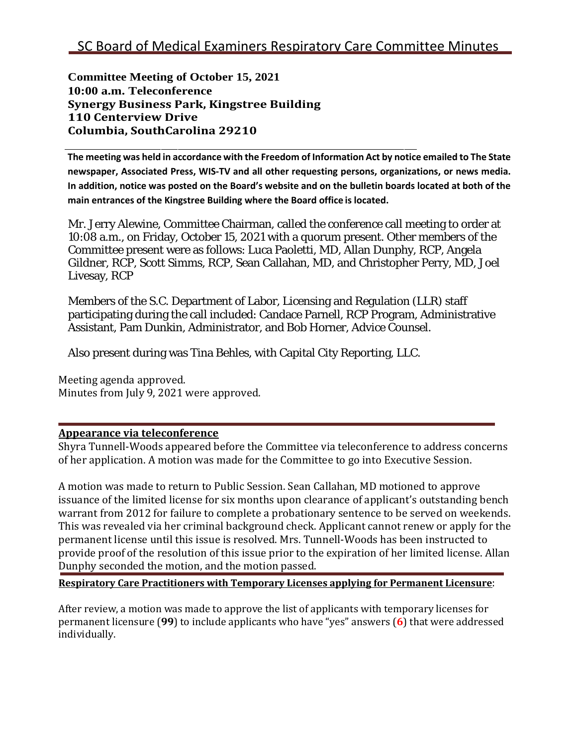# SC Board of Medical Examiners Respiratory Care Committee Minutes

**Committee Meeting of October 15, 2021**
**10:00 a.m. Teleconference**
**Synergy Business Park, Kingstree Building**
**110 Centerview Drive**
**Columbia, SouthCarolina 29210**

**The meeting was held in accordance with the Freedom of Information Act by notice emailed to The State newspaper, Associated Press, WIS-TV and all other requesting persons, organizations, or news media. In addition, notice was posted on the Board's website and on the bulletin boards located at both of the main entrances of the Kingstree Building where the Board office is located.**

Mr. Jerry Alewine, Committee Chairman, called the conference call meeting to order at 10:08 a.m., on Friday, October 15, 2021 with a quorum present. Other members of the Committee present were as follows: Luca Paoletti, MD, Allan Dunphy, RCP, Angela Gildner, RCP, Scott Simms, RCP, Sean Callahan, MD, and Christopher Perry, MD, Joel Livesay, RCP

Members of the S.C. Department of Labor, Licensing and Regulation (LLR) staff participating during the call included: Candace Parnell, RCP Program, Administrative Assistant, Pam Dunkin, Administrator, and Bob Horner, Advice Counsel.

Also present during was Tina Behles, with Capital City Reporting, LLC.

Meeting agenda approved.
Minutes from July 9, 2021 were approved.

## Appearance via teleconference

Shyra Tunnell-Woods appeared before the Committee via teleconference to address concerns of her application. A motion was made for the Committee to go into Executive Session.

A motion was made to return to Public Session. Sean Callahan, MD motioned to approve issuance of the limited license for six months upon clearance of applicant's outstanding bench warrant from 2012 for failure to complete a probationary sentence to be served on weekends. This was revealed via her criminal background check. Applicant cannot renew or apply for the permanent license until this issue is resolved. Mrs. Tunnell-Woods has been instructed to provide proof of the resolution of this issue prior to the expiration of her limited license. Allan Dunphy seconded the motion, and the motion passed.

## Respiratory Care Practitioners with Temporary Licenses applying for Permanent Licensure:

After review, a motion was made to approve the list of applicants with temporary licenses for permanent licensure (**99**) to include applicants who have "yes" answers (**6**) that were addressed individually.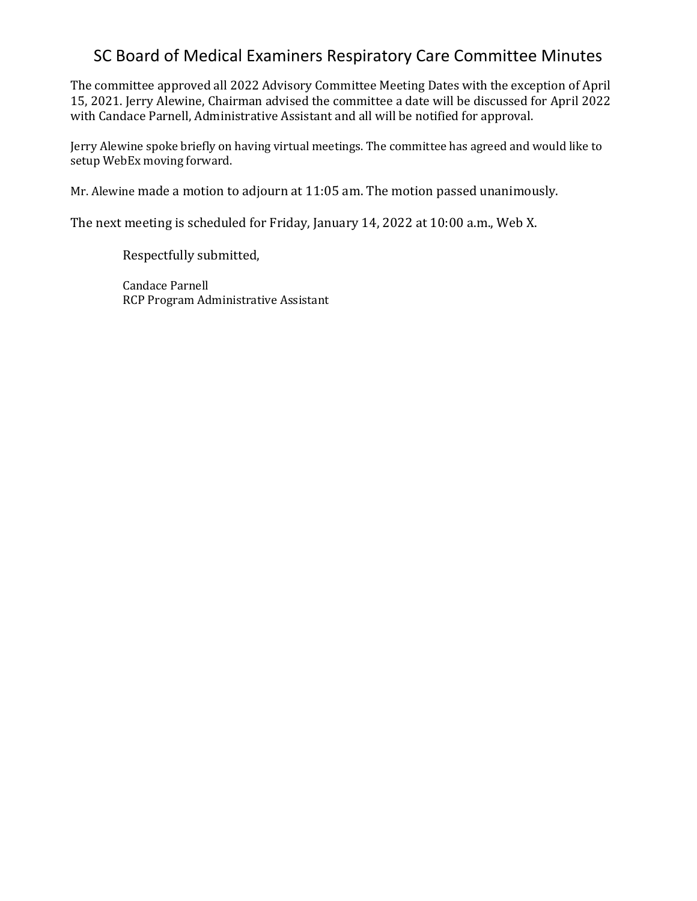# SC Board of Medical Examiners Respiratory Care Committee Minutes

The committee approved all 2022 Advisory Committee Meeting Dates with the exception of April 15, 2021. Jerry Alewine, Chairman advised the committee a date will be discussed for April 2022 with Candace Parnell, Administrative Assistant and all will be notified for approval.

Jerry Alewine spoke briefly on having virtual meetings. The committee has agreed and would like to setup WebEx moving forward.

Mr. Alewine made a motion to adjourn at 11:05 am. The motion passed unanimously.

The next meeting is scheduled for Friday, January 14, 2022 at 10:00 a.m., Web X.

Respectfully submitted,

Candace Parnell
RCP Program Administrative Assistant